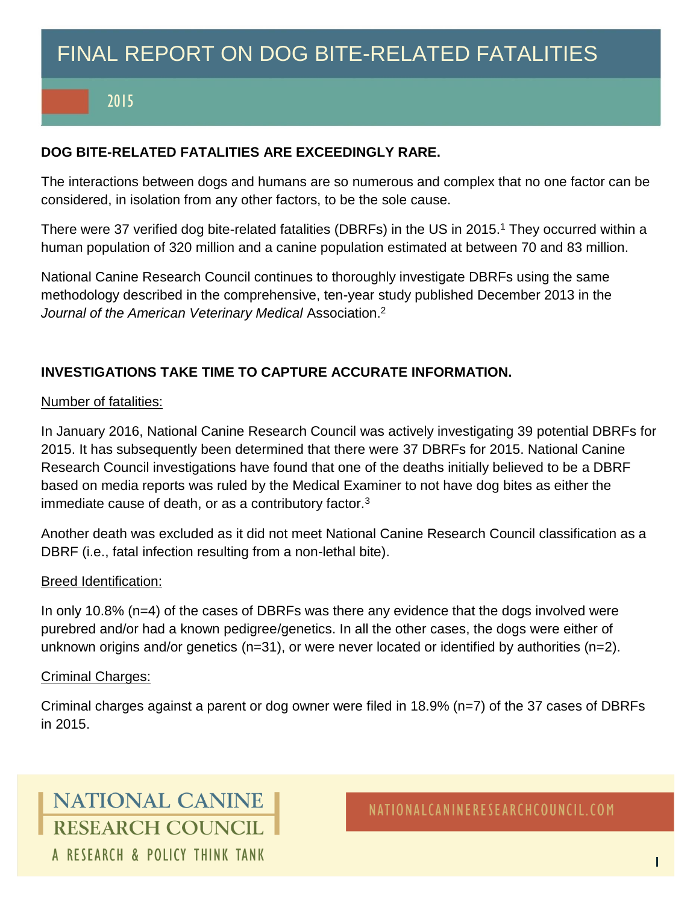# FINAL REPORT ON DOG BITE-RELATED FATALITIES

## 2015

**DOG BITE-RELATED FATALITIES ARE EXCEEDINGLY RARE.**

The interactions between dogs and humans are so numerous and complex that no one factor can be considered, in isolation from any other factors, to be the sole cause.

There were 37 verified dog bite-related fatalities (DBRFs) in the US in 2015.[1] They occurred within a human population of 320 million and a canine population estimated at between 70 and 83 million.

National Canine Research Council continues to thoroughly investigate DBRFs using the same methodology described in the comprehensive, ten-year study published December 2013 in the *Journal of the American Veterinary Medical* Association.[2]

**INVESTIGATIONS TAKE TIME TO CAPTURE ACCURATE INFORMATION.**

Number of fatalities:

In January 2016, National Canine Research Council was actively investigating 39 potential DBRFs for 2015. It has subsequently been determined that there were 37 DBRFs for 2015. National Canine Research Council investigations have found that one of the deaths initially believed to be a DBRF based on media reports was ruled by the Medical Examiner to not have dog bites as either the immediate cause of death, or as a contributory factor.[3]

Another death was excluded as it did not meet National Canine Research Council classification as a DBRF (i.e., fatal infection resulting from a non-lethal bite).

Breed Identification:

In only 10.8% (n=4) of the cases of DBRFs was there any evidence that the dogs involved were purebred and/or had a known pedigree/genetics. In all the other cases, the dogs were either of unknown origins and/or genetics (n=31), or were never located or identified by authorities (n=2).

Criminal Charges:

Criminal charges against a parent or dog owner were filed in 18.9% (n=7) of the 37 cases of DBRFs in 2015.

NATIONAL CANINE RESEARCH COUNCIL
A RESEARCH & POLICY THINK TANK

NATIONALCANINERESEARCHCOUNCIL.COM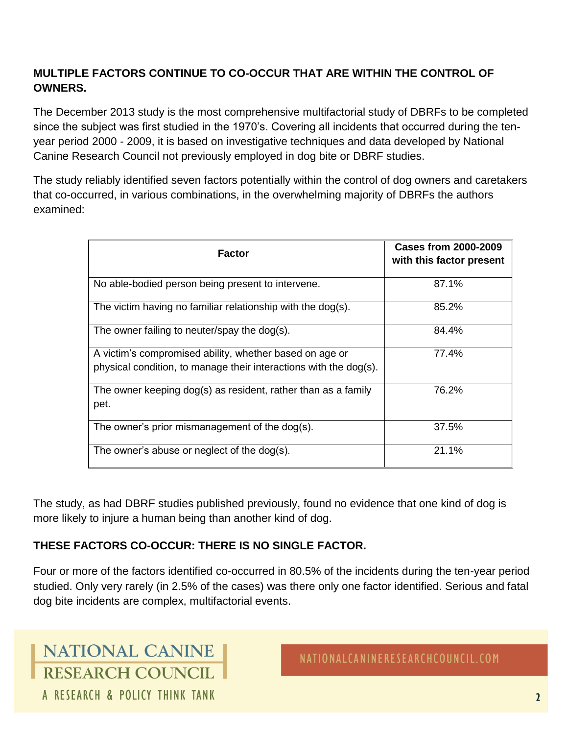**MULTIPLE FACTORS CONTINUE TO CO-OCCUR THAT ARE WITHIN THE CONTROL OF OWNERS.**

The December 2013 study is the most comprehensive multifactorial study of DBRFs to be completed since the subject was first studied in the 1970's. Covering all incidents that occurred during the ten-year period 2000 - 2009, it is based on investigative techniques and data developed by National Canine Research Council not previously employed in dog bite or DBRF studies.

The study reliably identified seven factors potentially within the control of dog owners and caretakers that co-occurred, in various combinations, in the overwhelming majority of DBRFs the authors examined:

| Factor | Cases from 2000-2009 with this factor present |
|---|---|
| No able-bodied person being present to intervene. | 87.1% |
| The victim having no familiar relationship with the dog(s). | 85.2% |
| The owner failing to neuter/spay the dog(s). | 84.4% |
| A victim's compromised ability, whether based on age or physical condition, to manage their interactions with the dog(s). | 77.4% |
| The owner keeping dog(s) as resident, rather than as a family pet. | 76.2% |
| The owner's prior mismanagement of the dog(s). | 37.5% |
| The owner's abuse or neglect of the dog(s). | 21.1% |

The study, as had DBRF studies published previously, found no evidence that one kind of dog is more likely to injure a human being than another kind of dog.

**THESE FACTORS CO-OCCUR: THERE IS NO SINGLE FACTOR.**

Four or more of the factors identified co-occurred in 80.5% of the incidents during the ten-year period studied. Only very rarely (in 2.5% of the cases) was there only one factor identified. Serious and fatal dog bite incidents are complex, multifactorial events.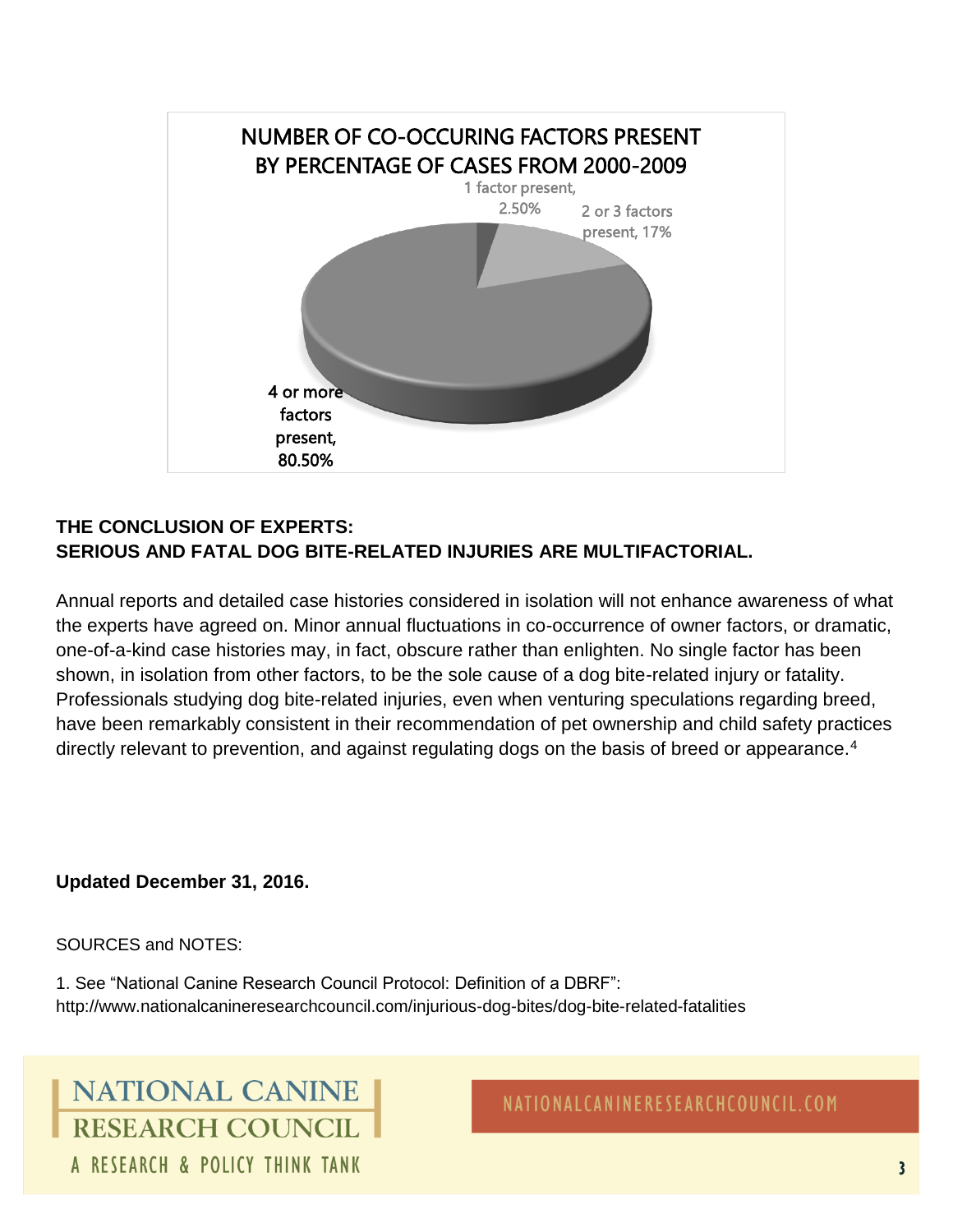NUMBER OF CO-OCCURING FACTORS PRESENT BY PERCENTAGE OF CASES FROM 2000-2009

1 factor present, 2.50%

2 or 3 factors present, 17%

4 or more factors present, 80.50%

**THE CONCLUSION OF EXPERTS:**
**SERIOUS AND FATAL DOG BITE-RELATED INJURIES ARE MULTIFACTORIAL.**

Annual reports and detailed case histories considered in isolation will not enhance awareness of what the experts have agreed on. Minor annual fluctuations in co-occurrence of owner factors, or dramatic, one-of-a-kind case histories may, in fact, obscure rather than enlighten. No single factor has been shown, in isolation from other factors, to be the sole cause of a dog bite-related injury or fatality. Professionals studying dog bite-related injuries, even when venturing speculations regarding breed, have been remarkably consistent in their recommendation of pet ownership and child safety practices directly relevant to prevention, and against regulating dogs on the basis of breed or appearance.[4]

**Updated December 31, 2016.**

SOURCES and NOTES:

1. See "National Canine Research Council Protocol: Definition of a DBRF": http://www.nationalcanineresearchcouncil.com/injurious-dog-bites/dog-bite-related-fatalities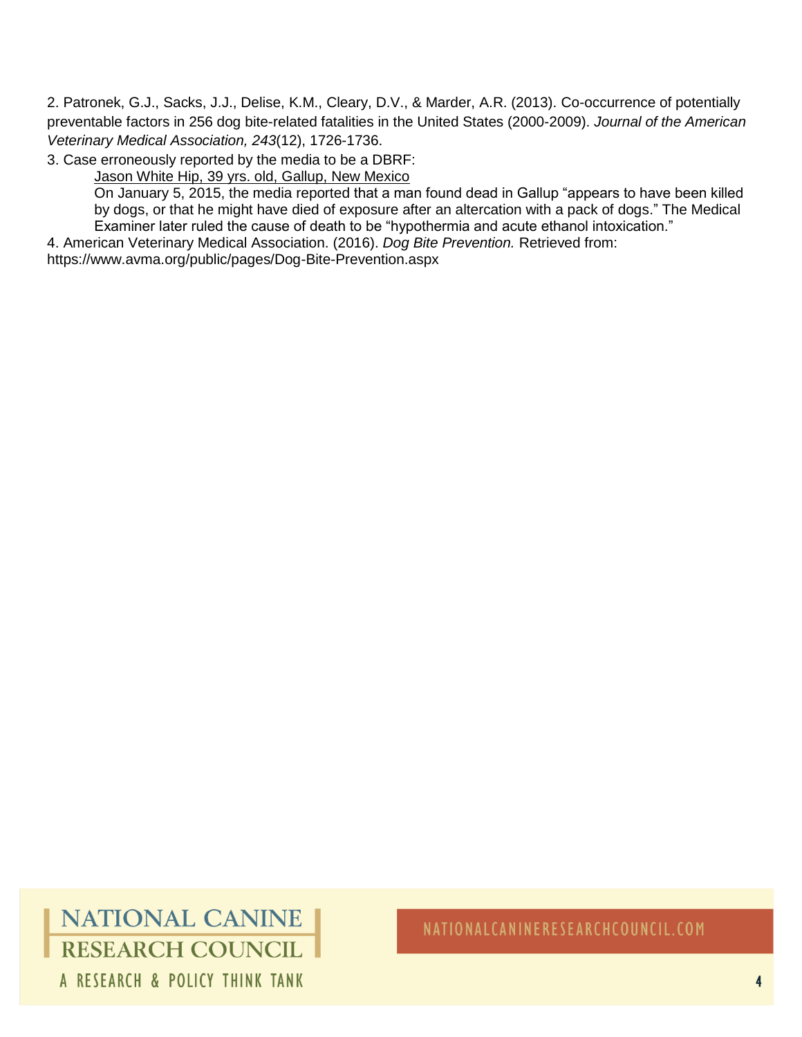2. Patronek, G.J., Sacks, J.J., Delise, K.M., Cleary, D.V., & Marder, A.R. (2013). Co-occurrence of potentially preventable factors in 256 dog bite-related fatalities in the United States (2000-2009). *Journal of the American Veterinary Medical Association, 243*(12), 1726-1736.

3. Case erroneously reported by the media to be a DBRF:

   Jason White Hip, 39 yrs. old, Gallup, New Mexico

   On January 5, 2015, the media reported that a man found dead in Gallup "appears to have been killed by dogs, or that he might have died of exposure after an altercation with a pack of dogs." The Medical Examiner later ruled the cause of death to be "hypothermia and acute ethanol intoxication."

4. American Veterinary Medical Association. (2016). *Dog Bite Prevention.* Retrieved from: https://www.avma.org/public/pages/Dog-Bite-Prevention.aspx